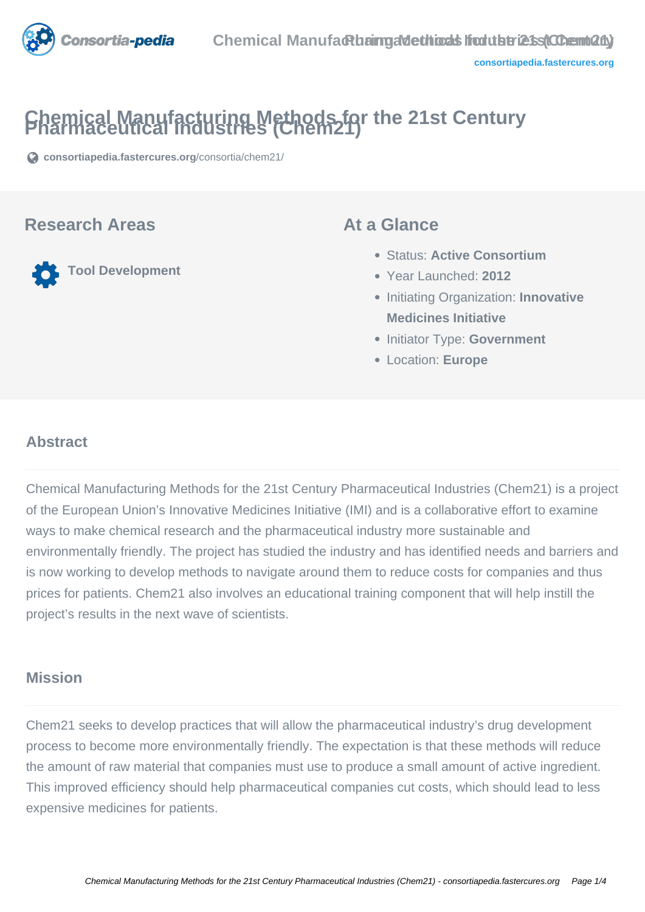# Chemical Manufacturing Methods for the 21st Century Pharmaceutical Industries (Chem21)

consortiapedia.fastercures.org/consortia/chem21/

## Research Areas

Tool Development

## At a Glance

- Status: **Active Consortium**
- Year Launched: **2012**
- Initiating Organization: **Innovative Medicines Initiative**
- Initiator Type: **Government**
- Location: **Europe**

## Abstract

Chemical Manufacturing Methods for the 21st Century Pharmaceutical Industries (Chem21) is a project of the European Union's Innovative Medicines Initiative (IMI) and is a collaborative effort to examine ways to make chemical research and the pharmaceutical industry more sustainable and environmentally friendly. The project has studied the industry and has identified needs and barriers and is now working to develop methods to navigate around them to reduce costs for companies and thus prices for patients. Chem21 also involves an educational training component that will help instill the project's results in the next wave of scientists.

## Mission

Chem21 seeks to develop practices that will allow the pharmaceutical industry's drug development process to become more environmentally friendly. The expectation is that these methods will reduce the amount of raw material that companies must use to produce a small amount of active ingredient. This improved efficiency should help pharmaceutical companies cut costs, which should lead to less expensive medicines for patients.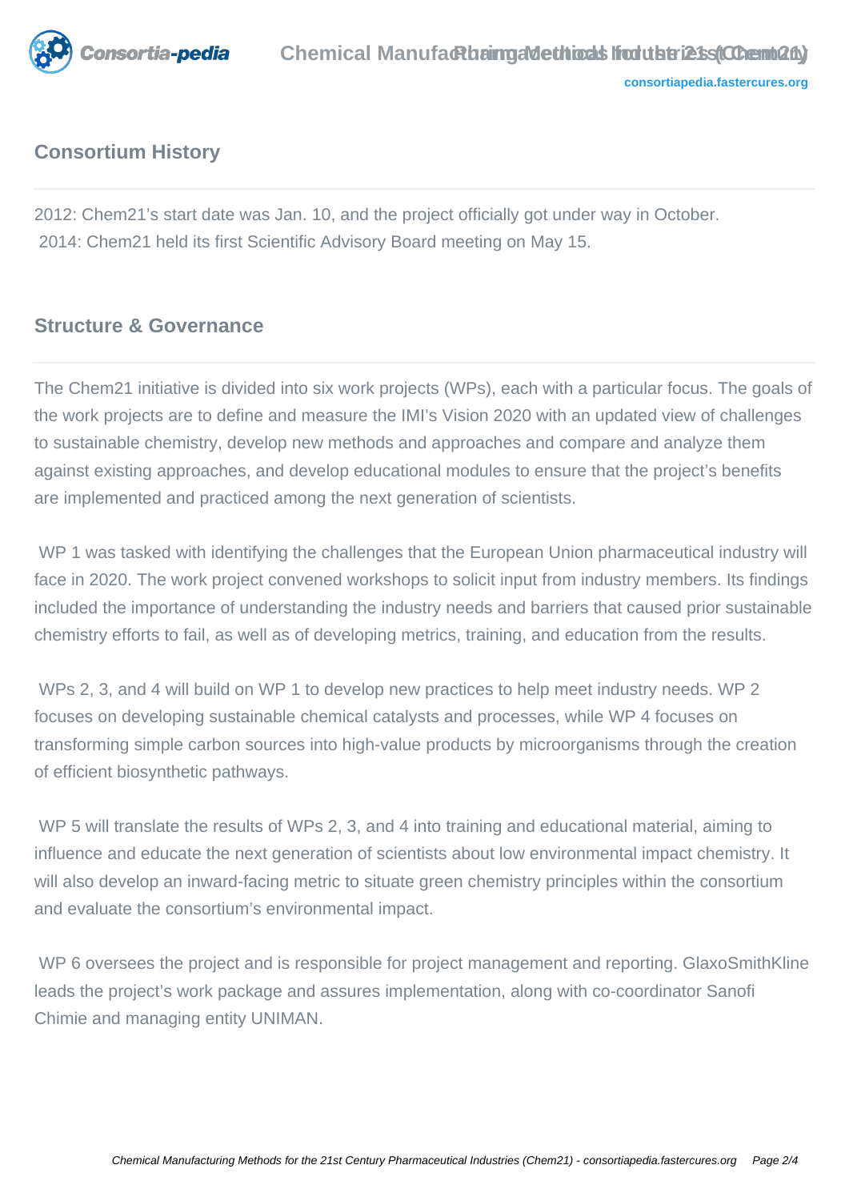## Consortium History

2012: Chem21's start date was Jan. 10, and the project officially got under way in October.
2014: Chem21 held its first Scientific Advisory Board meeting on May 15.

## Structure & Governance

The Chem21 initiative is divided into six work projects (WPs), each with a particular focus. The goals of the work projects are to define and measure the IMI's Vision 2020 with an updated view of challenges to sustainable chemistry, develop new methods and approaches and compare and analyze them against existing approaches, and develop educational modules to ensure that the project's benefits are implemented and practiced among the next generation of scientists.

WP 1 was tasked with identifying the challenges that the European Union pharmaceutical industry will face in 2020. The work project convened workshops to solicit input from industry members. Its findings included the importance of understanding the industry needs and barriers that caused prior sustainable chemistry efforts to fail, as well as of developing metrics, training, and education from the results.

WPs 2, 3, and 4 will build on WP 1 to develop new practices to help meet industry needs. WP 2 focuses on developing sustainable chemical catalysts and processes, while WP 4 focuses on transforming simple carbon sources into high-value products by microorganisms through the creation of efficient biosynthetic pathways.

WP 5 will translate the results of WPs 2, 3, and 4 into training and educational material, aiming to influence and educate the next generation of scientists about low environmental impact chemistry. It will also develop an inward-facing metric to situate green chemistry principles within the consortium and evaluate the consortium's environmental impact.

WP 6 oversees the project and is responsible for project management and reporting. GlaxoSmithKline leads the project's work package and assures implementation, along with co-coordinator Sanofi Chimie and managing entity UNIMAN.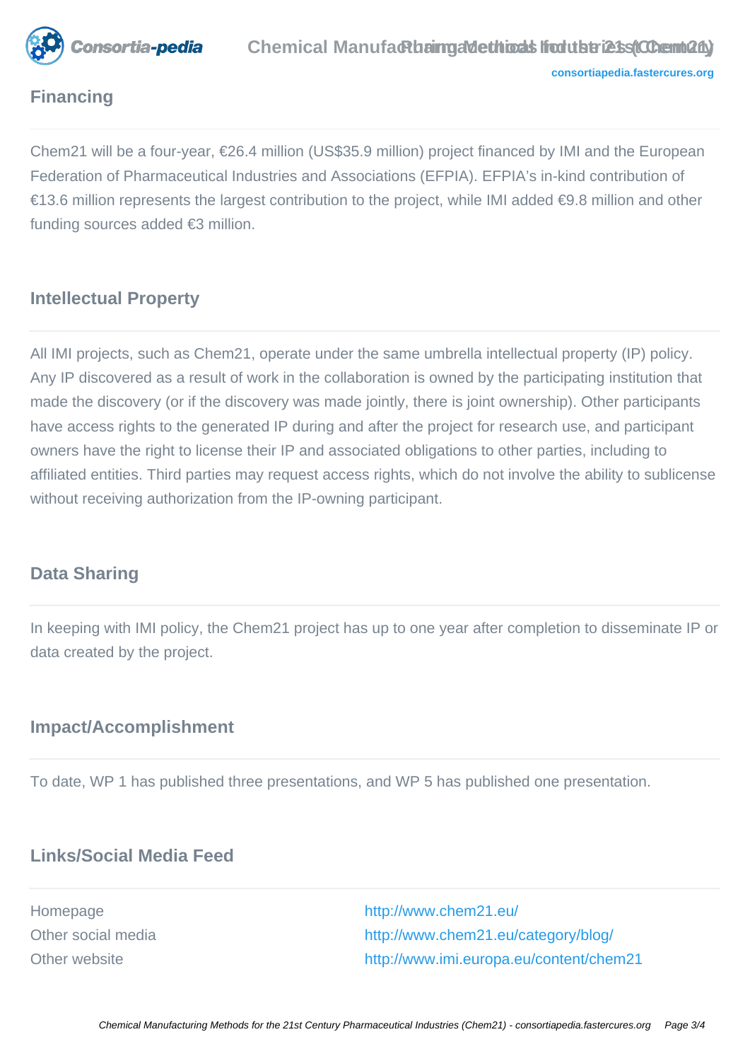## Financing

Chem21 will be a four-year, €26.4 million (US$35.9 million) project financed by IMI and the European Federation of Pharmaceutical Industries and Associations (EFPIA). EFPIA's in-kind contribution of €13.6 million represents the largest contribution to the project, while IMI added €9.8 million and other funding sources added €3 million.

## Intellectual Property

All IMI projects, such as Chem21, operate under the same umbrella intellectual property (IP) policy. Any IP discovered as a result of work in the collaboration is owned by the participating institution that made the discovery (or if the discovery was made jointly, there is joint ownership). Other participants have access rights to the generated IP during and after the project for research use, and participant owners have the right to license their IP and associated obligations to other parties, including to affiliated entities. Third parties may request access rights, which do not involve the ability to sublicense without receiving authorization from the IP-owning participant.

## Data Sharing

In keeping with IMI policy, the Chem21 project has up to one year after completion to disseminate IP or data created by the project.

## Impact/Accomplishment

To date, WP 1 has published three presentations, and WP 5 has published one presentation.

## Links/Social Media Feed

| | |
|---|---|
| Homepage | http://www.chem21.eu/ |
| Other social media | http://www.chem21.eu/category/blog/ |
| Other website | http://www.imi.europa.eu/content/chem21 |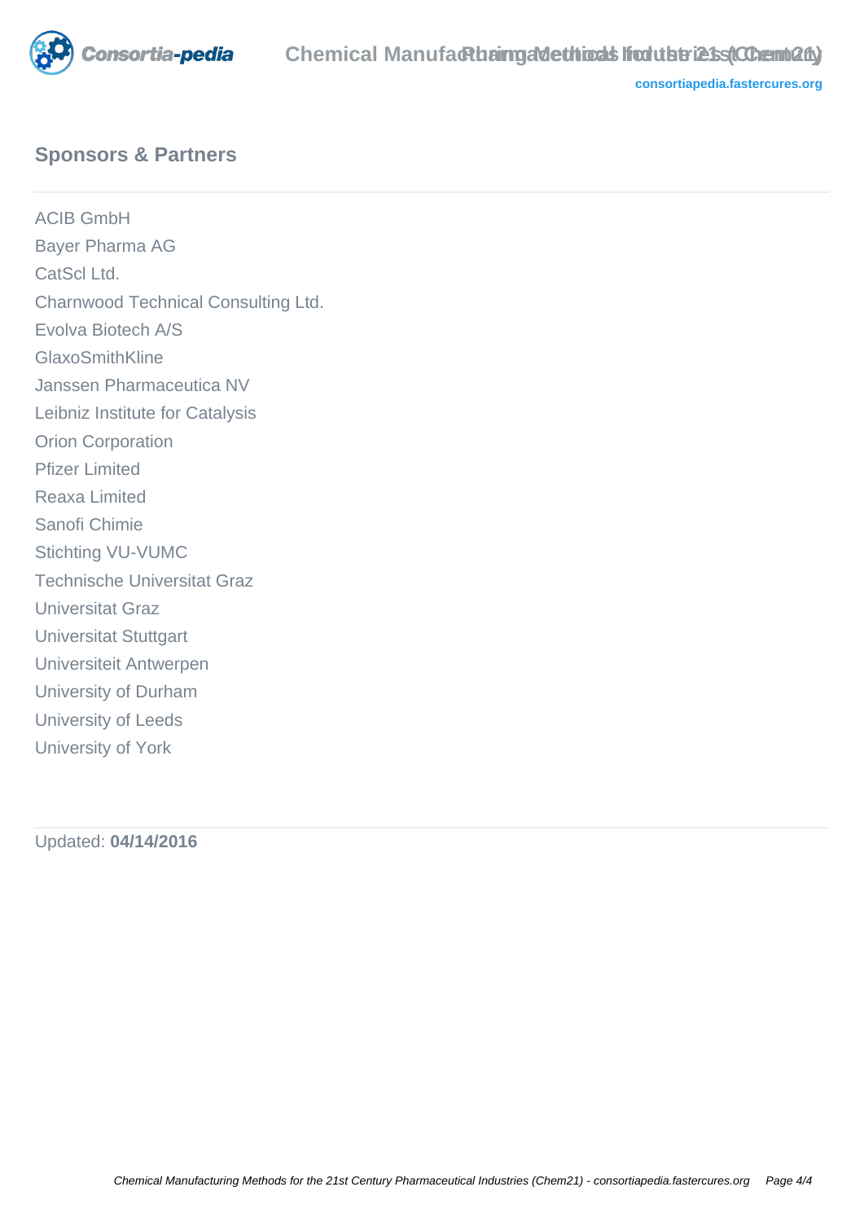## Sponsors & Partners

ACIB GmbH
Bayer Pharma AG
CatScl Ltd.
Charnwood Technical Consulting Ltd.
Evolva Biotech A/S
GlaxoSmithKline
Janssen Pharmaceutica NV
Leibniz Institute for Catalysis
Orion Corporation
Pfizer Limited
Reaxa Limited
Sanofi Chimie
Stichting VU-VUMC
Technische Universitat Graz
Universitat Graz
Universitat Stuttgart
Universiteit Antwerpen
University of Durham
University of Leeds
University of York

Updated: **04/14/2016**